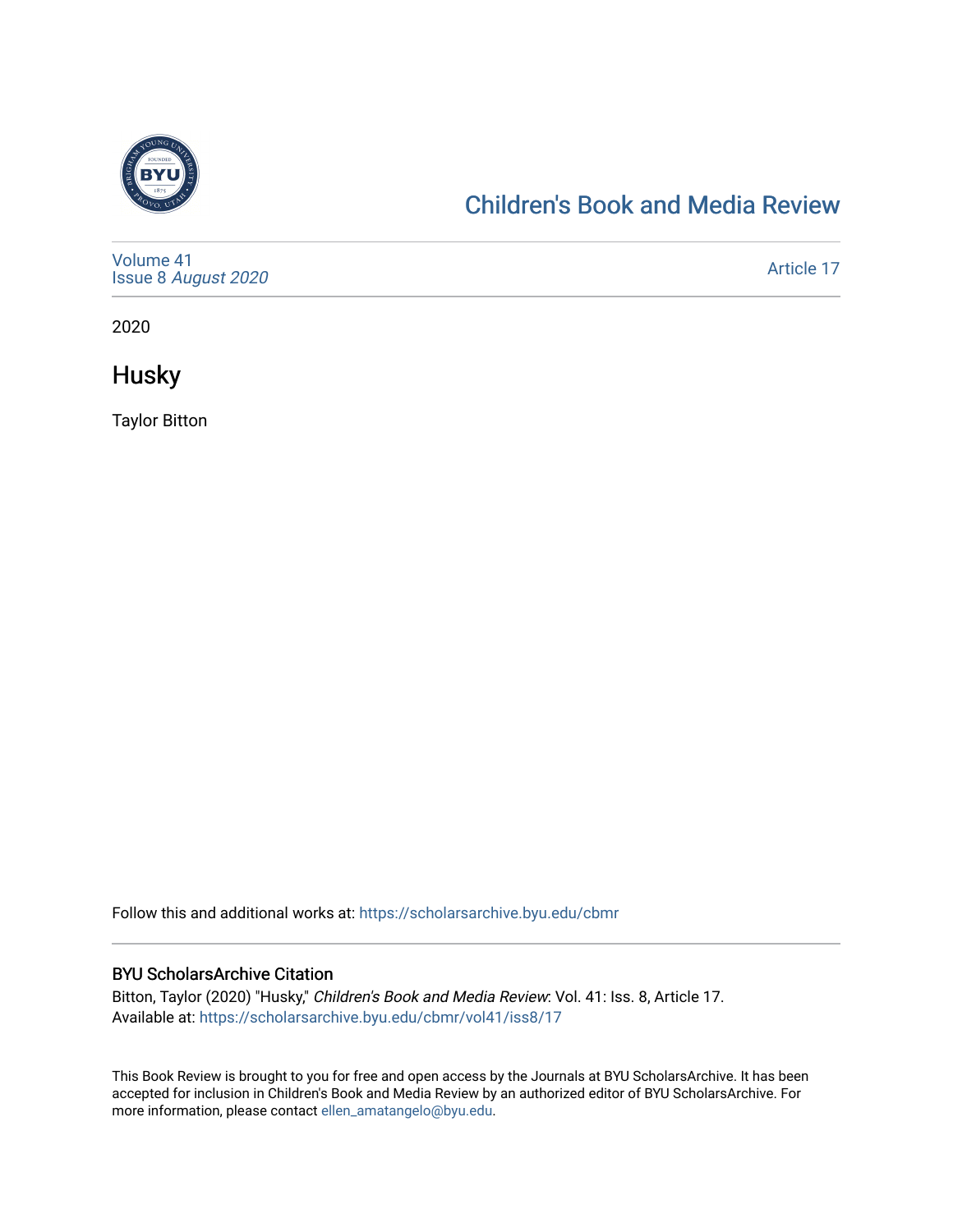Children's Book and Media Review

Volume 41
Issue 8 *August 2020*

Article 17

2020

# Husky

Taylor Bitton

Follow this and additional works at: https://scholarsarchive.byu.edu/cbmr

## BYU ScholarsArchive Citation

Bitton, Taylor (2020) "Husky," *Children's Book and Media Review*: Vol. 41: Iss. 8, Article 17.
Available at: https://scholarsarchive.byu.edu/cbmr/vol41/iss8/17

This Book Review is brought to you for free and open access by the Journals at BYU ScholarsArchive. It has been accepted for inclusion in Children's Book and Media Review by an authorized editor of BYU ScholarsArchive. For more information, please contact ellen_amatangelo@byu.edu.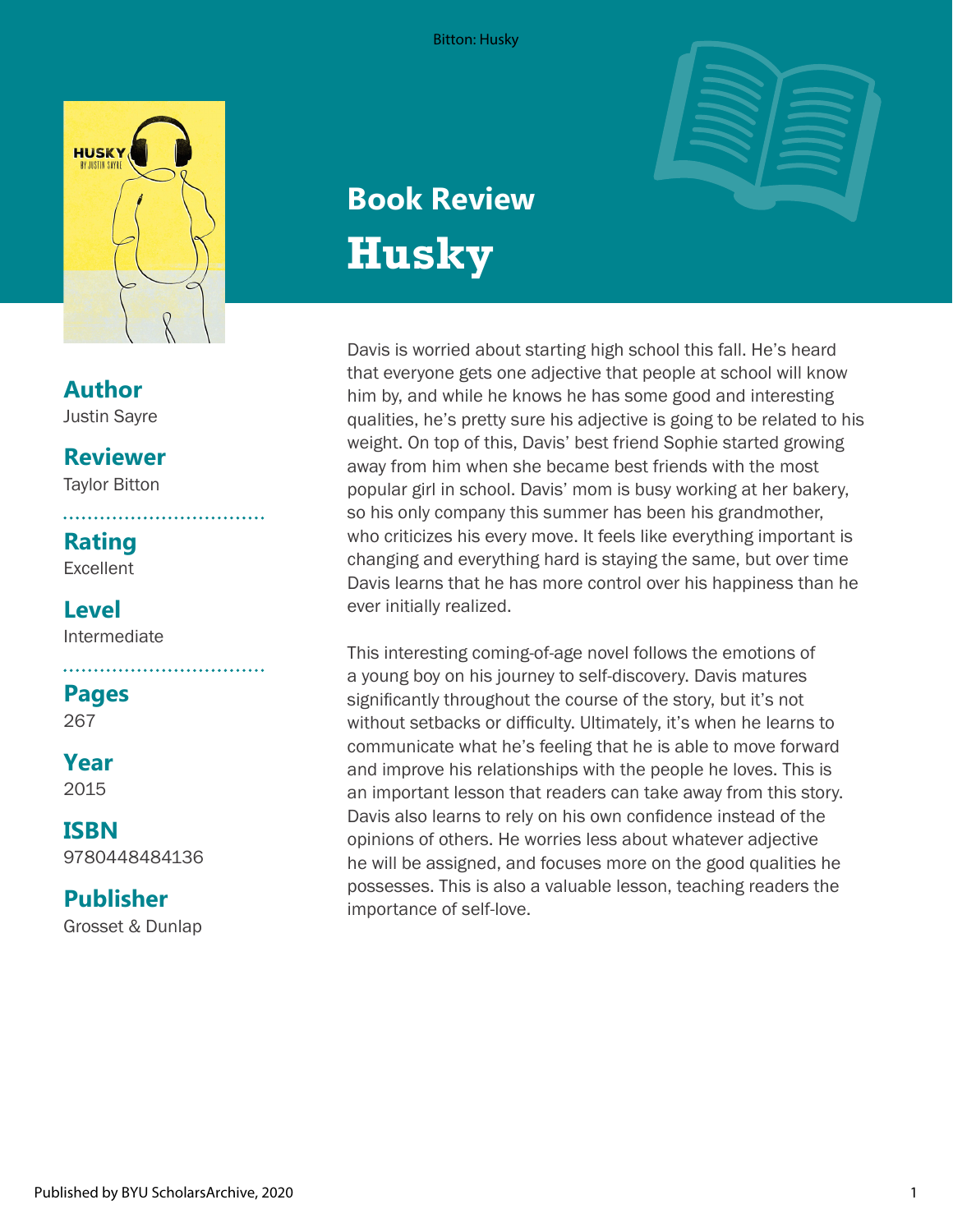# Book Review

# Husky

**Author**
Justin Sayre

**Reviewer**
Taylor Bitton

**Rating**
Excellent

**Level**
Intermediate

**Pages**
267

**Year**
2015

**ISBN**
9780448484136

**Publisher**
Grosset & Dunlap

Davis is worried about starting high school this fall. He's heard that everyone gets one adjective that people at school will know him by, and while he knows he has some good and interesting qualities, he's pretty sure his adjective is going to be related to his weight. On top of this, Davis' best friend Sophie started growing away from him when she became best friends with the most popular girl in school. Davis' mom is busy working at her bakery, so his only company this summer has been his grandmother, who criticizes his every move. It feels like everything important is changing and everything hard is staying the same, but over time Davis learns that he has more control over his happiness than he ever initially realized.

This interesting coming-of-age novel follows the emotions of a young boy on his journey to self-discovery. Davis matures significantly throughout the course of the story, but it's not without setbacks or difficulty. Ultimately, it's when he learns to communicate what he's feeling that he is able to move forward and improve his relationships with the people he loves. This is an important lesson that readers can take away from this story. Davis also learns to rely on his own confidence instead of the opinions of others. He worries less about whatever adjective he will be assigned, and focuses more on the good qualities he possesses. This is also a valuable lesson, teaching readers the importance of self-love.